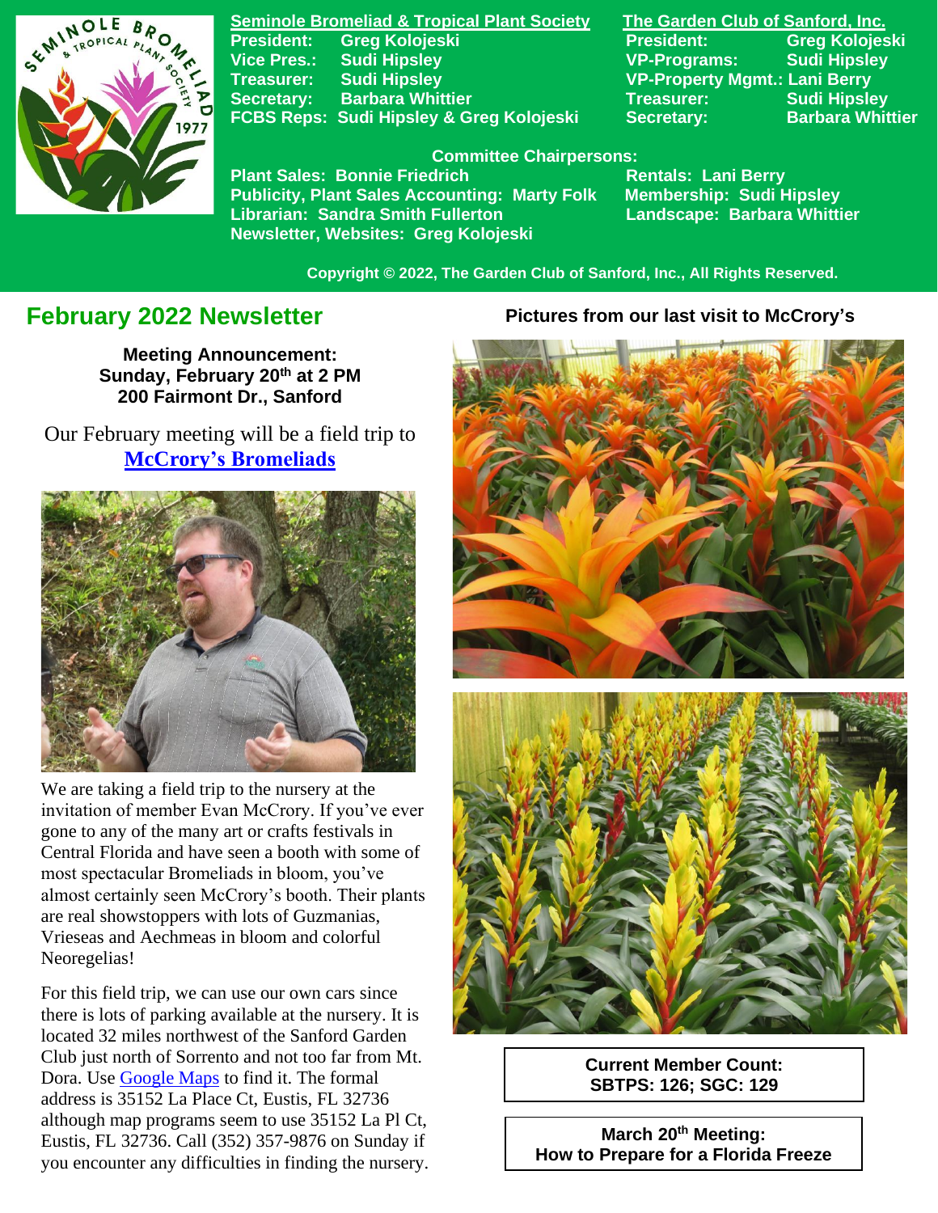**Seminole Bromeliad & Tropical Plant Society**

| | |
|---|---|
| President: | Greg Kolojeski |
| Vice Pres.: | Sudi Hipsley |
| Treasurer: | Sudi Hipsley |
| Secretary: | Barbara Whittier |
| FCBS Reps: | Sudi Hipsley & Greg Kolojeski |

**The Garden Club of Sanford, Inc.**

| | |
|---|---|
| President: | Greg Kolojeski |
| VP-Programs: | Sudi Hipsley |
| VP-Property Mgmt.: | Lani Berry |
| Treasurer: | Sudi Hipsley |
| Secretary: | Barbara Whittier |

**Committee Chairpersons:**

- Plant Sales: Bonnie Friedrich
- Publicity, Plant Sales Accounting: Marty Folk
- Librarian: Sandra Smith Fullerton
- Newsletter, Websites: Greg Kolojeski
- Rentals: Lani Berry
- Membership: Sudi Hipsley
- Landscape: Barbara Whittier

Copyright © 2022, The Garden Club of Sanford, Inc., All Rights Reserved.

# February 2022 Newsletter

**Meeting Announcement:**
**Sunday, February 20th at 2 PM**
**200 Fairmont Dr., Sanford**

Our February meeting will be a field trip to [McCrory's Bromeliads]

We are taking a field trip to the nursery at the invitation of member Evan McCrory. If you've ever gone to any of the many art or crafts festivals in Central Florida and have seen a booth with some of most spectacular Bromeliads in bloom, you've almost certainly seen McCrory's booth. Their plants are real showstoppers with lots of Guzmanias, Vrieseas and Aechmeas in bloom and colorful Neoregelias!

For this field trip, we can use our own cars since there is lots of parking available at the nursery. It is located 32 miles northwest of the Sanford Garden Club just north of Sorrento and not too far from Mt. Dora. Use Google Maps to find it. The formal address is 35152 La Place Ct, Eustis, FL 32736 although map programs seem to use 35152 La Pl Ct, Eustis, FL 32736. Call (352) 357-9876 on Sunday if you encounter any difficulties in finding the nursery.

**Pictures from our last visit to McCrory's**

**Current Member Count:**
**SBTPS: 126; SGC: 129**

**March 20th Meeting:**
**How to Prepare for a Florida Freeze**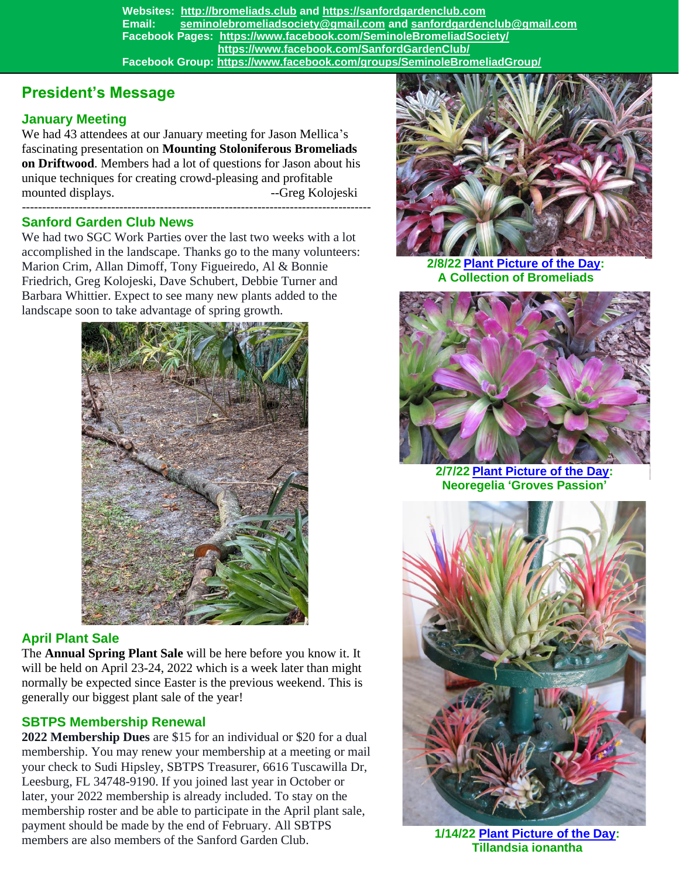**Websites:** http://bromeliads.club and https://sanfordgardenclub.com
**Email:** seminolebromeliadsociety@gmail.com and sanfordgardenclub@gmail.com
**Facebook Pages:** https://www.facebook.com/SeminoleBromeliadSociety/
https://www.facebook.com/SanfordGardenClub/
**Facebook Group:** https://www.facebook.com/groups/SeminoleBromeliadGroup/

## President's Message

### January Meeting

We had 43 attendees at our January meeting for Jason Mellica's fascinating presentation on **Mounting Stoloniferous Bromeliads on Driftwood**. Members had a lot of questions for Jason about his unique techniques for creating crowd-pleasing and profitable mounted displays. --Greg Kolojeski

---

### Sanford Garden Club News

We had two SGC Work Parties over the last two weeks with a lot accomplished in the landscape. Thanks go to the many volunteers: Marion Crim, Allan Dimoff, Tony Figueiredo, Al & Bonnie Friedrich, Greg Kolojeski, Dave Schubert, Debbie Turner and Barbara Whittier. Expect to see many new plants added to the landscape soon to take advantage of spring growth.

### April Plant Sale

The **Annual Spring Plant Sale** will be here before you know it. It will be held on April 23-24, 2022 which is a week later than might normally be expected since Easter is the previous weekend. This is generally our biggest plant sale of the year!

### SBTPS Membership Renewal

**2022 Membership Dues** are $15 for an individual or $20 for a dual membership. You may renew your membership at a meeting or mail your check to Sudi Hipsley, SBTPS Treasurer, 6616 Tuscawilla Dr, Leesburg, FL 34748-9190. If you joined last year in October or later, your 2022 membership is already included. To stay on the membership roster and be able to participate in the April plant sale, payment should be made by the end of February. All SBTPS members are also members of the Sanford Garden Club.

**2/8/22 Plant Picture of the Day: A Collection of Bromeliads**

**2/7/22 Plant Picture of the Day: Neoregelia 'Groves Passion'**

**1/14/22 Plant Picture of the Day: Tillandsia ionantha**